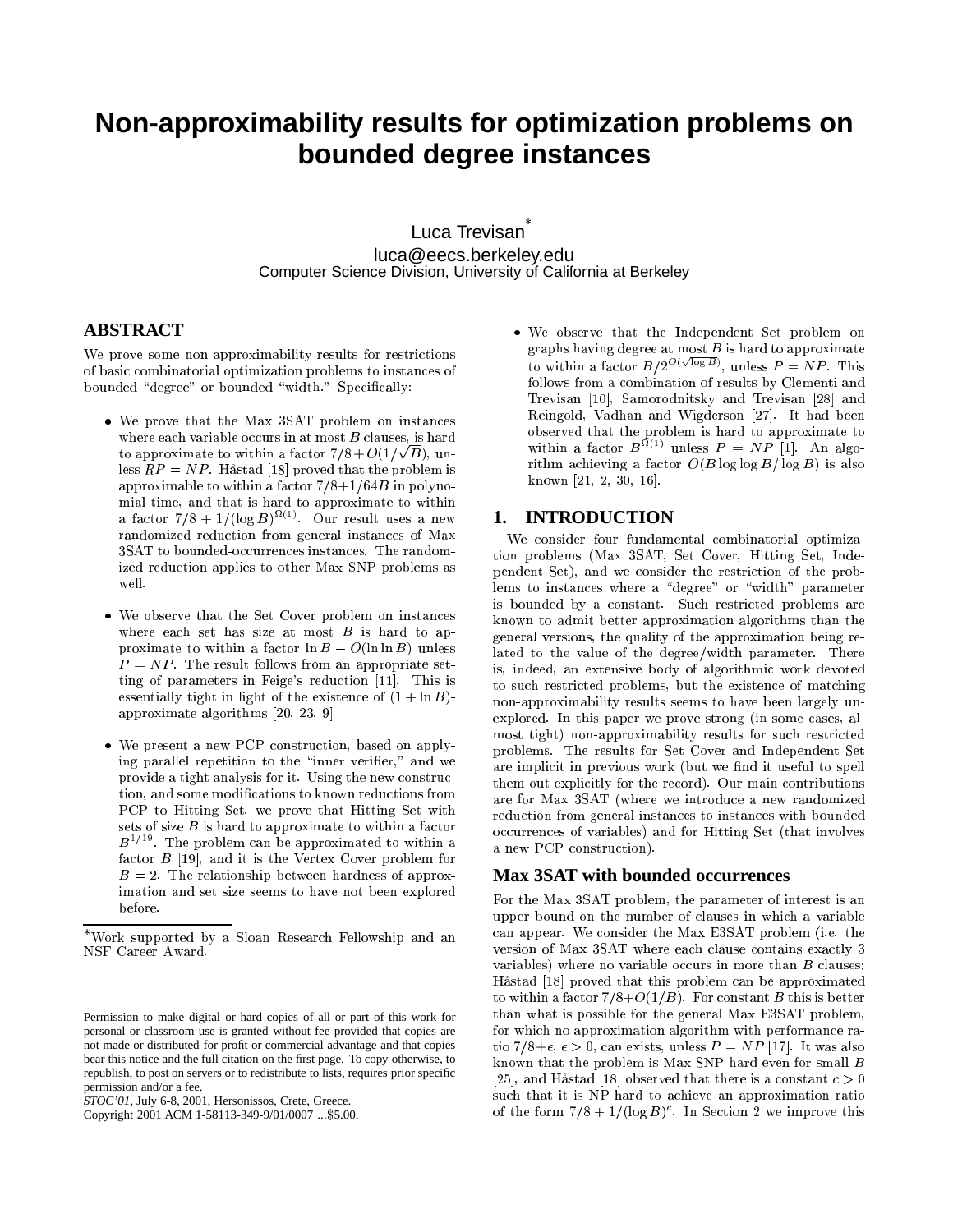# Non-approximability results for optimization problems on bounded degree instances

Luca Trevisan*

luca@eecs.berkeley.edu

Computer Science Division, University of California at Berkeley

## ABSTRACT

We prove some non-approximability results for restrictions of basic combinatorial optimization problems to instances of bounded "degree" or bounded "width." Specifically:

- We prove that the Max 3SAT problem on instances where each variable occurs in at most $B$ clauses, is hard to approximate to within a factor $7/8+O(1/\sqrt{B})$, unless $RP = NP$. Håstad [18] proved that the problem is approximable to within a factor $7/8+1/64B$ in polynomial time, and that is hard to approximate to within a factor $7/8 + 1/(\log B)^{\Omega(1)}$. Our result uses a new randomized reduction from general instances of Max 3SAT to bounded-occurrences instances. The randomized reduction applies to other Max SNP problems as well.
- We observe that the Set Cover problem on instances where each set has size at most $B$ is hard to approximate to within a factor $\ln B - O(\ln\ln B)$ unless $P = NP$. The result follows from an appropriate setting of parameters in Feige's reduction [11]. This is essentially tight in light of the existence of $(1 + \ln B)$-approximate algorithms [20, 23, 9]
- We present a new PCP construction, based on applying parallel repetition to the "inner verifier," and we provide a tight analysis for it. Using the new construction, and some modifications to known reductions from PCP to Hitting Set, we prove that Hitting Set with sets of size $B$ is hard to approximate to within a factor $B^{1/19}$. The problem can be approximated to within a factor $B$ [19], and it is the Vertex Cover problem for $B = 2$. The relationship between hardness of approximation and set size seems to have not been explored before.
- We observe that the Independent Set problem on graphs having degree at most $B$ is hard to approximate to within a factor $B/2^{O(\sqrt{\log B})}$, unless $P = NP$. This follows from a combination of results by Clementi and Trevisan [10], Samorodnitsky and Trevisan [28] and Reingold, Vadhan and Wigderson [27]. It had been observed that the problem is hard to approximate to within a factor $B^{\Omega(1)}$ unless $P = NP$ [1]. An algorithm achieving a factor $O(B \log\log B/ \log B)$ is also known [21, 2, 30, 16].

*Work supported by a Sloan Research Fellowship and an NSF Career Award.

Permission to make digital or hard copies of all or part of this work for personal or classroom use is granted without fee provided that copies are not made or distributed for profit or commercial advantage and that copies bear this notice and the full citation on the first page. To copy otherwise, to republish, to post on servers or to redistribute to lists, requires prior specific permission and/or a fee.
*STOC'01*, July 6-8, 2001, Hersonissos, Crete, Greece.
Copyright 2001 ACM 1-58113-349-9/01/0007 ...$5.00.

## 1. INTRODUCTION

We consider four fundamental combinatorial optimization problems (Max 3SAT, Set Cover, Hitting Set, Independent Set), and we consider the restriction of the problems to instances where a "degree" or "width" parameter is bounded by a constant. Such restricted problems are known to admit better approximation algorithms than the general versions, the quality of the approximation being related to the value of the degree/width parameter. There is, indeed, an extensive body of algorithmic work devoted to such restricted problems, but the existence of matching non-approximability results seems to have been largely unexplored. In this paper we prove strong (in some cases, almost tight) non-approximability results for such restricted problems. The results for Set Cover and Independent Set are implicit in previous work (but we find it useful to spell them out explicitly for the record). Our main contributions are for Max 3SAT (where we introduce a new randomized reduction from general instances to instances with bounded occurrences of variables) and for Hitting Set (that involves a new PCP construction).

### Max 3SAT with bounded occurrences

For the Max 3SAT problem, the parameter of interest is an upper bound on the number of clauses in which a variable can appear. We consider the Max E3SAT problem (i.e. the version of Max 3SAT where each clause contains exactly 3 variables) where no variable occurs in more than $B$ clauses; Håstad [18] proved that this problem can be approximated to within a factor $7/8+O(1/B)$. For constant $B$ this is better than what is possible for the general Max E3SAT problem, for which no approximation algorithm with performance ratio $7/8+\epsilon$, $\epsilon > 0$, can exists, unless $P = NP$ [17]. It was also known that the problem is Max SNP-hard even for small $B$ [25], and Håstad [18] observed that there is a constant $c > 0$ such that it is NP-hard to achieve an approximation ratio of the form $7/8 + 1/(\log B)^c$. In Section 2 we improve this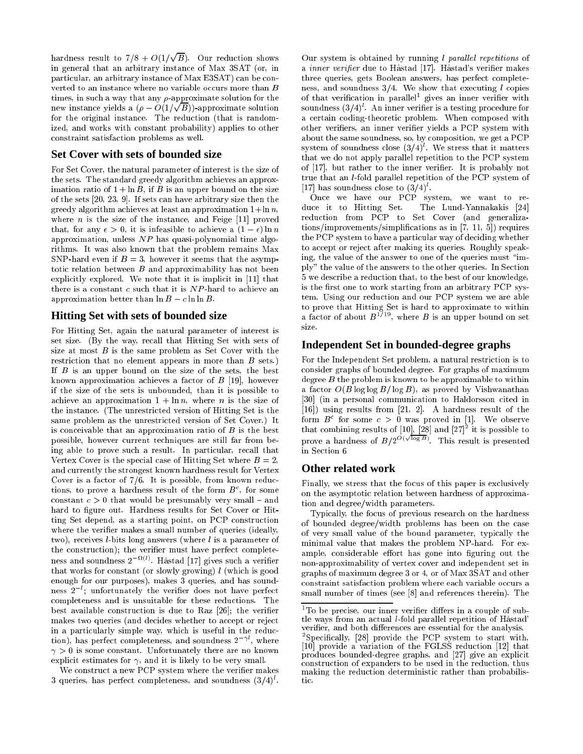hardness result to $7/8 + O(1/\sqrt{B})$. Our reduction shows in general that an arbitrary instance of Max 3SAT (or, in particular, an arbitrary instance of Max E3SAT) can be converted to an instance where no variable occurs more than $B$ times, in such a way that any $\rho$-approximate solution for the new instance yields a $(\rho - O(1/\sqrt{B}))$-approximate solution for the original instance. The reduction (that is randomized, and works with constant probability) applies to other constraint satisfaction problems as well.

## Set Cover with sets of bounded size

For Set Cover, the natural parameter of interest is the size of the sets. The standard greedy algorithm achieves an approximation ratio of $1 + \ln B$, if $B$ is an upper bound on the size of the sets [20, 23, 9]. If sets can have arbitrary size then the greedy algorithm achieves at least an approximation $1+\ln n$, where $n$ is the size of the instance, and Feige [11] proved that, for any $\epsilon > 0$, it is infeasible to achieve a $(1-\epsilon)\ln n$ approximation, unless $NP$ has quasi-polynomial time algorithms. It was also known that the problem remains Max SNP-hard even if $B = 3$, however it seems that the asymptotic relation between $B$ and approximability has not been explicitly explored. We note that it is implicit in [11] that there is a constant $c$ such that it is $NP$-hard to achieve an approximation better than $\ln B - c \ln \ln B$.

## Hitting Set with sets of bounded size

For Hitting Set, again the natural parameter of interest is set size. (By the way, recall that Hitting Set with sets of size at most $B$ is the same problem as Set Cover with the restriction that no element appears in more than $B$ sets.) If $B$ is an upper bound on the size of the sets, the best known approximation achieves a factor of $B$ [19], however if the size of the sets is unbounded, than it is possible to achieve an approximation $1 + \ln n$, where $n$ is the size of the instance. (The unrestricted version of Hitting Set is the same problem as the unrestricted version of Set Cover.) It is conceivable that an approximation ratio of $B$ is the best possible, however current techniques are still far from being able to prove such a result. In particular, recall that Vertex Cover is the special case of Hitting Set where $B = 2$, and currently the strongest known hardness result for Vertex Cover is a factor of $7/6$. It is possible, from known reductions, to prove a hardness result of the form $B^c$, for some constant $c > 0$ that would be presumably very small – and hard to figure out. Hardness results for Set Cover or Hitting Set depend, as a starting point, on PCP construction where the verifier makes a small number of queries (ideally, two), receives $l$-bits long answers (where $l$ is a parameter of the construction); the verifier must have perfect completeness and soundness $2^{-\Omega(l)}$. Håstad [17] gives such a verifier that works for constant (or slowly growing) $l$ (which is good enough for our purposes), makes 3 queries, and has soundness $2^{-l}$; unfortunately the verifier does not have perfect completeness and is unsuitable for these reductions. The best available construction is due to Raz [26]; the verifier makes two queries (and decides whether to accept or reject in a particularly simple way, which is useful in the reduction), has perfect completeness, and soundness $2^{-\gamma l}$, where $\gamma > 0$ is some constant. Unfortunately there are no known explicit estimates for $\gamma$, and it is likely to be very small.

We construct a new PCP system where the verifier makes 3 queries, has perfect completeness, and soundness $(3/4)^l$. Our system is obtained by running $l$ *parallel repetitions* of a *inner verifier* due to Håstad [17]. Håstad's verifier makes three queries, gets Boolean answers, has perfect completeness, and soundness $3/4$. We show that executing $l$ copies of that verification in parallel[1] gives an inner verifier with soundness $(3/4)^l$. An inner verifier is a testing procedure for a certain coding-theoretic problem. When composed with other verifiers, an inner verifier yields a PCP system with about the same soundness, so, by composition, we get a PCP system of soundness close $(3/4)^l$. We stress that it matters that we do not apply parallel repetition to the PCP system of [17], but rather to the inner verifier. It is probably not true that an $l$-fold parallel repetition of the PCP system of [17] has soundness close to $(3/4)^l$.

Once we have our PCP system, we want to reduce it to Hitting Set. The Lund-Yannakakis [24] reduction from PCP to Set Cover (and generalizations/improvements/simplifications as in [7, 11, 5]) requires the PCP system to have a particular way of deciding whether to accept or reject after making its queries. Roughly speaking, the value of the answer to one of the queries must "imply" the value of the answers to the other queries. In Section 5 we describe a reduction that, to the best of our knowledge, is the first one to work starting from an arbitrary PCP system. Using our reduction and our PCP system we are able to prove that Hitting Set is hard to approximate to within a factor of about $B^{1/19}$, where $B$ is an upper bound on set size.

## Independent Set in bounded-degree graphs

For the Independent Set problem, a natural restriction is to consider graphs of bounded degree. For graphs of maximum degree $B$ the problem is known to be approximable to within a factor $O(B \log \log B / \log B)$, as proved by Vishwanathan [30] (in a personal communication to Haldorsson cited in [16]) using results from [21, 2]. A hardness result of the form $B^c$ for some $c > 0$ was proved in [1]. We observe that combining results of [10], [28] and [27][2] it is possible to prove a hardness of $B/2^{O(\sqrt{\log B})}$. This result is presented in Section 6

## Other related work

Finally, we stress that the focus of this paper is exclusively on the asymptotic relation between hardness of approximation and degree/width parameters.

Typically, the focus of previous research on the hardness of bounded degree/width problems has been on the case of very small value of the bound parameter, typically the minimal value that makes the problem NP-hard. For example, considerable effort has gone into figuring out the non-approximability of vertex cover and independent set in graphs of maximum degree 3 or 4, or of Max 3SAT and other constraint satisfaction problem where each variable occurs a small number of times (see [8] and references therein). The

---

[1] To be precise, our inner verifier differs in a couple of subtle ways from an actual $l$-fold parallel repetition of Håstad' verifier, and both differences are essential for the analysis.

[2] Specifically, [28] provide the PCP system to start with, [10] provide a variation of the FGLSS reduction [12] that produces bounded-degree graphs, and [27] give an explicit construction of expanders to be used in the reduction, thus making the reduction deterministic rather than probabilistic.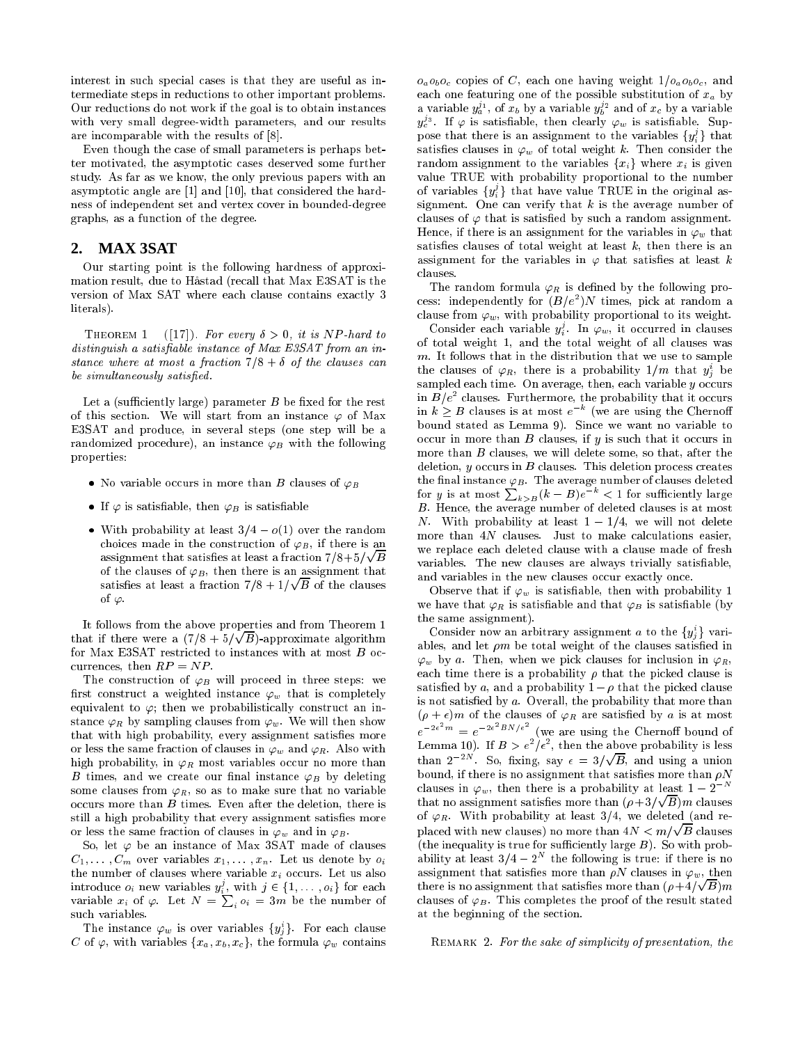interest in such special cases is that they are useful as intermediate steps in reductions to other important problems. Our reductions do not work if the goal is to obtain instances with very small degree-width parameters, and our results are incomparable with the results of [8].

Even though the case of small parameters is perhaps better motivated, the asymptotic cases deserved some further study. As far as we know, the only previous papers with an asymptotic angle are [1] and [10], that considered the hardness of independent set and vertex cover in bounded-degree graphs, as a function of the degree.

## 2. MAX 3SAT

Our starting point is the following hardness of approximation result, due to Håstad (recall that Max E3SAT is the version of Max SAT where each clause contains exactly 3 literals).

THEOREM 1 ([17]). *For every $\delta > 0$, it is NP-hard to distinguish a satisfiable instance of Max E3SAT from an instance where at most a fraction $7/8 + \delta$ of the clauses can be simultaneously satisfied.*

Let a (sufficiently large) parameter $B$ be fixed for the rest of this section. We will start from an instance $\varphi$ of Max E3SAT and produce, in several steps (one step will be a randomized procedure), an instance $\varphi_B$ with the following properties:

- No variable occurs in more than $B$ clauses of $\varphi_B$
- If $\varphi$ is satisfiable, then $\varphi_B$ is satisfiable
- With probability at least $3/4 - o(1)$ over the random choices made in the construction of $\varphi_B$, if there is an assignment that satisfies at least a fraction $7/8+5/\sqrt{B}$ of the clauses of $\varphi_B$, then there is an assignment that satisfies at least a fraction $7/8 + 1/\sqrt{B}$ of the clauses of $\varphi$.

It follows from the above properties and from Theorem 1 that if there were a $(7/8 + 5/\sqrt{B})$-approximate algorithm for Max E3SAT restricted to instances with at most $B$ occurrences, then $RP = NP$.

The construction of $\varphi_B$ will proceed in three steps: we first construct a weighted instance $\varphi_w$ that is completely equivalent to $\varphi$; then we probabilistically construct an instance $\varphi_R$ by sampling clauses from $\varphi_w$. We will then show that with high probability, every assignment satisfies more or less the same fraction of clauses in $\varphi_w$ and $\varphi_R$. Also with high probability, in $\varphi_R$ most variables occur no more than $B$ times, and we create our final instance $\varphi_B$ by deleting some clauses from $\varphi_R$, so as to make sure that no variable occurs more than $B$ times. Even after the deletion, there is still a high probability that every assignment satisfies more or less the same fraction of clauses in $\varphi_w$ and in $\varphi_B$.

So, let $\varphi$ be an instance of Max 3SAT made of clauses $C_1, \ldots, C_m$ over variables $x_1, \ldots, x_n$. Let us denote by $o_i$ the number of clauses where variable $x_i$ occurs. Let us also introduce $o_i$ new variables $y_i^j$, with $j \in \{1, \ldots, o_i\}$ for each variable $x_i$ of $\varphi$. Let $N = \sum_i o_i = 3m$ be the number of such variables.

The instance $\varphi_w$ is over variables $\{y_j^i\}$. For each clause $C$ of $\varphi$, with variables $\{x_a, x_b, x_c\}$, the formula $\varphi_w$ contains $o_a o_b o_c$ copies of $C$, each one having weight $1/o_a o_b o_c$, and each one featuring one of the possible substitution of $x_a$ by a variable $y_a^{j_1}$, of $x_b$ by a variable $y_b^{j_2}$ and of $x_c$ by a variable $y_c^{j_3}$. If $\varphi$ is satisfiable, then clearly $\varphi_w$ is satisfiable. Suppose that there is an assignment to the variables $\{y_i^j\}$ that satisfies clauses in $\varphi_w$ of total weight $k$. Then consider the random assignment to the variables $\{x_i\}$ where $x_i$ is given value TRUE with probability proportional to the number of variables $\{y_i^j\}$ that have value TRUE in the original assignment. One can verify that $k$ is the average number of clauses of $\varphi$ that is satisfied by such a random assignment. Hence, if there is an assignment for the variables in $\varphi_w$ that satisfies clauses of total weight at least $k$, then there is an assignment for the variables in $\varphi$ that satisfies at least $k$ clauses.

The random formula $\varphi_R$ is defined by the following process: independently for $(B/e^2)N$ times, pick at random a clause from $\varphi_w$, with probability proportional to its weight.

Consider each variable $y_i^j$. In $\varphi_w$, it occurred in clauses of total weight 1, and the total weight of all clauses was $m$. It follows that in the distribution that we use to sample the clauses of $\varphi_R$, there is a probability $1/m$ that $y_j^i$ be sampled each time. On average, then, each variable $y$ occurs in $B/e^2$ clauses. Furthermore, the probability that it occurs in $k \geq B$ clauses is at most $e^{-k}$ (we are using the Chernoff bound stated as Lemma 9). Since we want no variable to occur in more than $B$ clauses, if $y$ is such that it occurs in more than $B$ clauses, we will delete some, so that, after the deletion, $y$ occurs in $B$ clauses. This deletion process creates the final instance $\varphi_B$. The average number of clauses deleted for $y$ is at most $\sum_{k>B}(k - B)e^{-k} < 1$ for sufficiently large $B$. Hence, the average number of deleted clauses is at most $N$. With probability at least $1 - 1/4$, we will not delete more than $4N$ clauses. Just to make calculations easier, we replace each deleted clause with a clause made of fresh variables. The new clauses are always trivially satisfiable, and variables in the new clauses occur exactly once.

Observe that if $\varphi_w$ is satisfiable, then with probability 1 we have that $\varphi_R$ is satisfiable and that $\varphi_B$ is satisfiable (by the same assignment).

Consider now an arbitrary assignment $a$ to the $\{y_j^i\}$ variables, and let $\rho m$ be total weight of the clauses satisfied in $\varphi_w$ by $a$. Then, when we pick clauses for inclusion in $\varphi_R$, each time there is a probability $\rho$ that the picked clause is satisfied by $a$, and a probability $1-\rho$ that the picked clause is not satisfied by $a$. Overall, the probability that more than $(\rho + \epsilon)m$ of the clauses of $\varphi_R$ are satisfied by $a$ is at most $e^{-2\epsilon^2 m} = e^{-2\epsilon^2 BN/e^2}$ (we are using the Chernoff bound of Lemma 10). If $B > e^2/\epsilon^2$, then the above probability is less than $2^{-2N}$. So, fixing, say $\epsilon = 3/\sqrt{B}$, and using a union bound, if there is no assignment that satisfies more than $\rho N$ clauses in $\varphi_w$, then there is a probability at least $1 - 2^{-N}$ that no assignment satisfies more than $(\rho+3/\sqrt{B})m$ clauses of $\varphi_R$. With probability at least $3/4$, we deleted (and replaced with new clauses) no more than $4N < m/\sqrt{B}$ clauses (the inequality is true for sufficiently large $B$). So with probability at least $3/4 - 2^N$ the following is true: if there is no assignment that satisfies more than $\rho N$ clauses in $\varphi_w$, then there is no assignment that satisfies more than $(\rho+4/\sqrt{B})m$ clauses of $\varphi_B$. This completes the proof of the result stated at the beginning of the section.

REMARK 2. *For the sake of simplicity of presentation, the*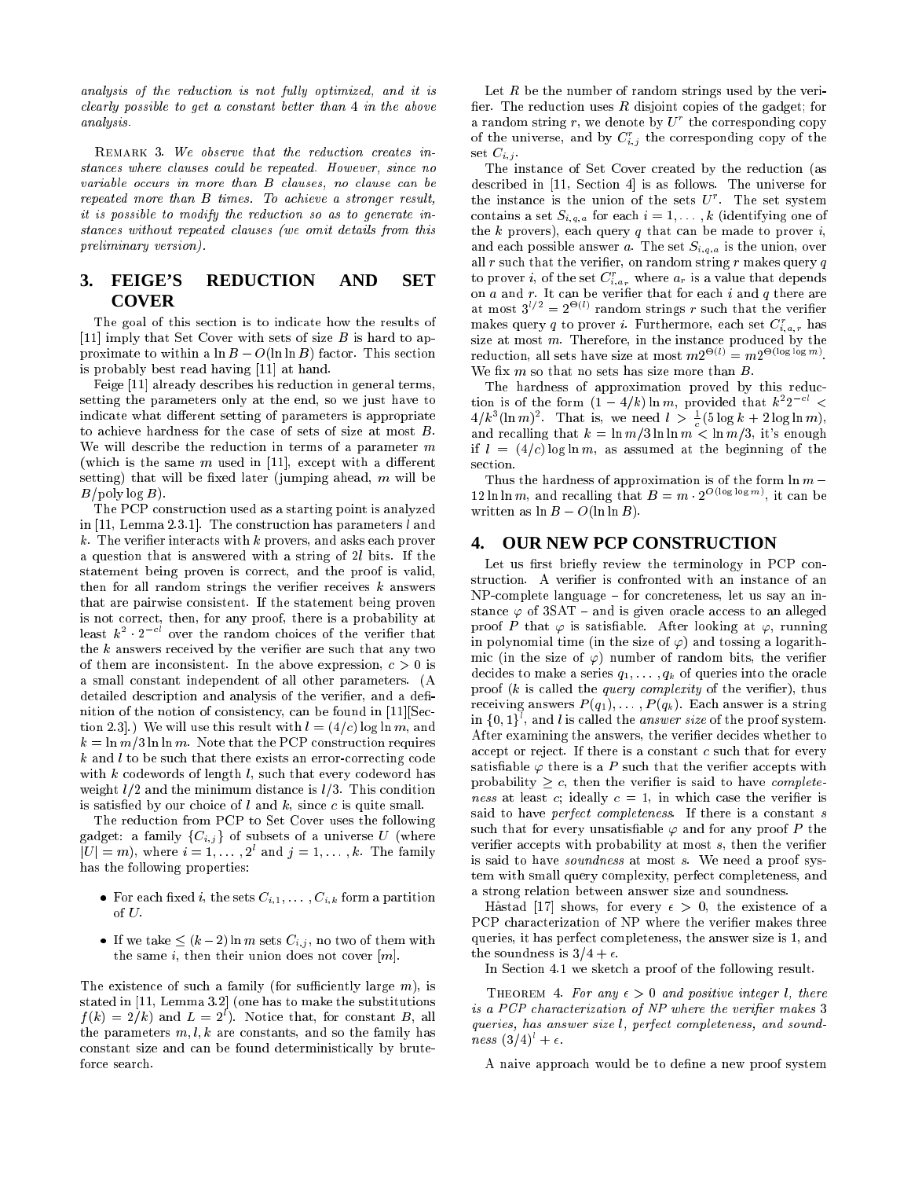*analysis of the reduction is not fully optimized, and it is clearly possible to get a constant better than 4 in the above analysis.*

REMARK 3. *We observe that the reduction creates instances where clauses could be repeated. However, since no variable occurs in more than $B$ clauses, no clause can be repeated more than $B$ times. To achieve a stronger result, it is possible to modify the reduction so as to generate instances without repeated clauses (we omit details from this preliminary version).*

## 3. FEIGE'S REDUCTION AND SET COVER

The goal of this section is to indicate how the results of [11] imply that Set Cover with sets of size $B$ is hard to approximate to within a $\ln B - O(\ln \ln B)$ factor. This section is probably best read having [11] at hand.

Feige [11] already describes his reduction in general terms, setting the parameters only at the end, so we just have to indicate what different setting of parameters is appropriate to achieve hardness for the case of sets of size at most $B$. We will describe the reduction in terms of a parameter $m$ (which is the same $m$ used in [11], except with a different setting) that will be fixed later (jumping ahead, $m$ will be $B/\text{poly} \log B$).

The PCP construction used as a starting point is analyzed in [11, Lemma 2.3.1]. The construction has parameters $l$ and $k$. The verifier interacts with $k$ provers, and asks each prover a question that is answered with a string of $2l$ bits. If the statement being proven is correct, and the proof is valid, then for all random strings the verifier receives $k$ answers that are pairwise consistent. If the statement being proven is not correct, then, for any proof, there is a probability at least $k^2 \cdot 2^{-cl}$ over the random choices of the verifier that the $k$ answers received by the verifier are such that any two of them are inconsistent. In the above expression, $c > 0$ is a small constant independent of all other parameters. (A detailed description and analysis of the verifier, and a definition of the notion of consistency, can be found in [11][Section 2.3].) We will use this result with $l = (4/c) \log \ln m$, and $k = \ln m / 3 \ln \ln m$. Note that the PCP construction requires $k$ and $l$ to be such that there exists an error-correcting code with $k$ codewords of length $l$, such that every codeword has weight $l/2$ and the minimum distance is $l/3$. This condition is satisfied by our choice of $l$ and $k$, since $c$ is quite small.

The reduction from PCP to Set Cover uses the following gadget: a family $\{C_{i,j}\}$ of subsets of a universe $U$ (where $|U| = m$), where $i = 1, \ldots, 2^l$ and $j = 1, \ldots, k$. The family has the following properties:

- For each fixed $i$, the sets $C_{i,1}, \ldots, C_{i,k}$ form a partition of $U$.
- If we take $\leq (k-2) \ln m$ sets $C_{i,j}$, no two of them with the same $i$, then their union does not cover $[m]$.

The existence of such a family (for sufficiently large $m$), is stated in [11, Lemma 3.2] (one has to make the substitutions $f(k) = 2/k$) and $L = 2^l$). Notice that, for constant $B$, all the parameters $m, l, k$ are constants, and so the family has constant size and can be found deterministically by brute-force search.

Let $R$ be the number of random strings used by the verifier. The reduction uses $R$ disjoint copies of the gadget; for a random string $r$, we denote by $U^r$ the corresponding copy of the universe, and by $C^r_{i,j}$ the corresponding copy of the set $C_{i,j}$.

The instance of Set Cover created by the reduction (as described in [11, Section 4] is as follows. The universe for the instance is the union of the sets $U^r$. The set system contains a set $S_{i,q,a}$ for each $i = 1, \ldots, k$ (identifying one of the $k$ provers), each query $q$ that can be made to prover $i$, and each possible answer $a$. The set $S_{i,q,a}$ is the union, over all $r$ such that the verifier, on random string $r$ makes query $q$ to prover $i$, of the set $C^r_{i,a_r}$ where $a_r$ is a value that depends on $a$ and $r$. It can be verifier that for each $i$ and $q$ there are at most $3^{l/2} = 2^{\Theta(l)}$ random strings $r$ such that the verifier makes query $q$ to prover $i$. Furthermore, each set $C^r_{i,a,r}$ has size at most $m$. Therefore, in the instance produced by the reduction, all sets have size at most $m 2^{\Theta(l)} = m 2^{\Theta(\log \log m)}$. We fix $m$ so that no sets has size more than $B$.

The hardness of approximation proved by this reduction is of the form $(1 - 4/k) \ln m$, provided that $k^2 2^{-cl} < 4/k^3 (\ln m)^2$. That is, we need $l > \frac{1}{c}(5 \log k + 2 \log \ln m)$, and recalling that $k = \ln m / 3 \ln \ln m < \ln m / 3$, it's enough if $l = (4/c) \log \ln m$, as assumed at the beginning of the section.

Thus the hardness of approximation is of the form $\ln m - 12 \ln \ln m$, and recalling that $B = m \cdot 2^{O(\log \log m)}$, it can be written as $\ln B - O(\ln \ln B)$.

## 4. OUR NEW PCP CONSTRUCTION

Let us first briefly review the terminology in PCP construction. A verifier is confronted with an instance of an NP-complete language – for concreteness, let us say an instance $\varphi$ of 3SAT – and is given oracle access to an alleged proof $P$ that $\varphi$ is satisfiable. After looking at $\varphi$, running in polynomial time (in the size of $\varphi$) and tossing a logarithmic (in the size of $\varphi$) number of random bits, the verifier decides to make a series $q_1, \ldots, q_k$ of queries into the oracle proof ($k$ is called the *query complexity* of the verifier), thus receiving answers $P(q_1), \ldots, P(q_k)$. Each answer is a string in $\{0,1\}^l$, and $l$ is called the *answer size* of the proof system. After examining the answers, the verifier decides whether to accept or reject. If there is a constant $c$ such that for every satisfiable $\varphi$ there is a $P$ such that the verifier accepts with probability $\geq c$, then the verifier is said to have *completeness* at least $c$; ideally $c = 1$, in which case the verifier is said to have *perfect completeness*. If there is a constant $s$ such that for every unsatisfiable $\varphi$ and for any proof $P$ the verifier accepts with probability at most $s$, then the verifier is said to have *soundness* at most $s$. We need a proof system with small query complexity, perfect completeness, and a strong relation between answer size and soundness.

Håstad [17] shows, for every $\epsilon > 0$, the existence of a PCP characterization of NP where the verifier makes three queries, it has perfect completeness, the answer size is 1, and the soundness is $3/4 + \epsilon$.

In Section 4.1 we sketch a proof of the following result.

THEOREM 4. *For any $\epsilon > 0$ and positive integer $l$, there is a PCP characterization of NP where the verifier makes 3 queries, has answer size $l$, perfect completeness, and soundness $(3/4)^l + \epsilon$.*

A naive approach would be to define a new proof system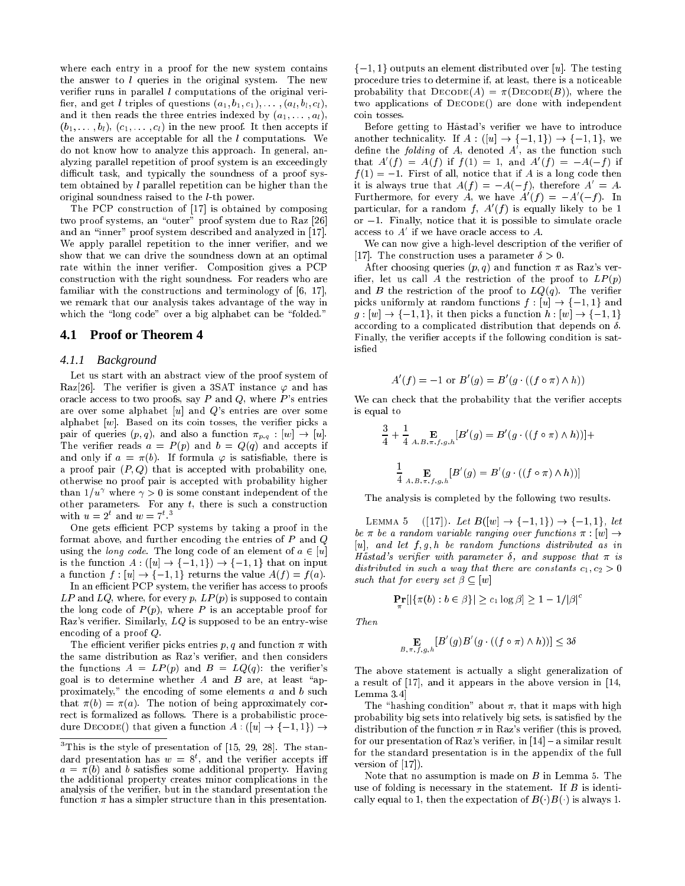where each entry in a proof for the new system contains the answer to $l$ queries in the original system. The new verifier runs in parallel $l$ computations of the original verifier, and get $l$ triples of questions $(a_1, b_1, c_1), \ldots, (a_l, b_l, c_l)$, and it then reads the three entries indexed by $(a_1, \ldots, a_l)$, $(b_1, \ldots, b_l)$, $(c_1, \ldots, c_l)$ in the new proof. It then accepts if the answers are acceptable for all the $l$ computations. We do not know how to analyze this approach. In general, analyzing parallel repetition of proof system is an exceedingly difficult task, and typically the soundness of a proof system obtained by $l$ parallel repetition can be higher than the original soundness raised to the $l$-th power.

The PCP construction of [17] is obtained by composing two proof systems, an "outer" proof system due to Raz [26] and an "inner" proof system described and analyzed in [17]. We apply parallel repetition to the inner verifier, and we show that we can drive the soundness down at an optimal rate within the inner verifier. Composition gives a PCP construction with the right soundness. For readers who are familiar with the constructions and terminology of [6, 17], we remark that our analysis takes advantage of the way in which the "long code" over a big alphabet can be "folded."

## 4.1 Proof or Theorem 4

### 4.1.1 Background

Let us start with an abstract view of the proof system of Raz[26]. The verifier is given a 3SAT instance $\varphi$ and has oracle access to two proofs, say $P$ and $Q$, where $P$'s entries are over some alphabet $[u]$ and $Q$'s entries are over some alphabet $[w]$. Based on its coin tosses, the verifier picks a pair of queries $(p, q)$, and also a function $\pi_{p,q} : [w] \to [u]$. The verifier reads $a = P(p)$ and $b = Q(q)$ and accepts if and only if $a = \pi(b)$. If formula $\varphi$ is satisfiable, there is a proof pair $(P, Q)$ that is accepted with probability one, otherwise no proof pair is accepted with probability higher than $1/u^\gamma$ where $\gamma > 0$ is some constant independent of the other parameters. For any $t$, there is such a construction with $u = 2^t$ and $w = 7^t$.[3]

One gets efficient PCP systems by taking a proof in the format above, and further encoding the entries of $P$ and $Q$ using the *long code*. The long code of an element of $a \in [u]$ is the function $A : ([u] \to \{-1,1\}) \to \{-1,1\}$ that on input a function $f : [u] \to \{-1,1\}$ returns the value $A(f) = f(a)$.

In an efficient PCP system, the verifier has access to proofs $LP$ and $LQ$, where, for every $p$, $LP(p)$ is supposed to contain the long code of $P(p)$, where $P$ is an acceptable proof for Raz's verifier. Similarly, $LQ$ is supposed to be an entry-wise encoding of a proof $Q$.

The efficient verifier picks entries $p, q$ and function $\pi$ with the same distribution as Raz's verifier, and then considers the functions $A = LP(p)$ and $B = LQ(q)$: the verifier's goal is to determine whether $A$ and $B$ are, at least "approximately," the encoding of some elements $a$ and $b$ such that $\pi(b) = \pi(a)$. The notion of being approximately correct is formalized as follows. There is a probabilistic procedure Decode() that given a function $A : ([u] \to \{-1,1\}) \to \{-1,1\}$ outputs an element distributed over $[u]$. The testing procedure tries to determine if, at least, there is a noticeable probability that $\text{Decode}(A) = \pi(\text{Decode}(B))$, where the two applications of Decode() are done with independent coin tosses.

Before getting to Håstad's verifier we have to introduce another technicality. If $A : ([u] \to \{-1,1\}) \to \{-1,1\}$, we define the *folding* of $A$, denoted $A'$, as the function such that $A'(f) = A(f)$ if $f(1) = 1$, and $A'(f) = -A(-f)$ if $f(1) = -1$. First of all, notice that if $A$ is a long code then it is always true that $A(f) = -A(-f)$, therefore $A' = A$. Furthermore, for every $A$, we have $A'(f) = -A'(-f)$. In particular, for a random $f$, $A'(f)$ is equally likely to be 1 or $-1$. Finally, notice that it is possible to simulate oracle access to $A'$ if we have oracle access to $A$.

We can now give a high-level description of the verifier of [17]. The construction uses a parameter $\delta > 0$.

After choosing queries $(p, q)$ and function $\pi$ as Raz's verifier, let us call $A$ the restriction of the proof to $LP(p)$ and $B$ the restriction of the proof to $LQ(q)$. The verifier picks uniformly at random functions $f : [u] \to \{-1,1\}$ and $g : [w] \to \{-1,1\}$, it then picks a function $h : [w] \to \{-1,1\}$ according to a complicated distribution that depends on $\delta$. Finally, the verifier accepts if the following condition is satisfied

$$A'(f) = -1 \text{ or } B'(g) = B'(g \cdot ((f \circ \pi) \wedge h))$$

We can check that the probability that the verifier accepts is equal to

$$\frac{3}{4} + \frac{1}{4} \mathop{\mathbf{E}}_{A,B,\pi,f,g,h}[B'(g) = B'(g \cdot ((f \circ \pi) \wedge h))] +$$

$$\frac{1}{4} \mathop{\mathbf{E}}_{A,B,\pi,f,g,h}[B'(g) = B'(g \cdot ((f \circ \pi) \wedge h))]$$

The analysis is completed by the following two results.

Lemma 5 ([17]). *Let $B([w] \to \{-1,1\}) \to \{-1,1\}$, let be $\pi$ be a random variable ranging over functions $\pi : [w] \to [u]$, and let $f, g, h$ be random functions distributed as in Håstad's verifier with parameter $\delta$, and suppose that $\pi$ is distributed in such a way that there are constants $c_1, c_2 > 0$ such that for every set $\beta \subseteq [w]$*

$$\Pr_\pi[|\{\pi(b) : b \in \beta\}| \geq c_1 \log \beta] \geq 1 - 1/|\beta|^c$$

*Then*

$$\mathop{\mathbf{E}}_{B,\pi,f,g,h}[B'(g)B'(g \cdot ((f \circ \pi) \wedge h))] \leq 3\delta$$

The above statement is actually a slight generalization of a result of [17], and it appears in the above version in [14, Lemma 3.4]

The "hashing condition" about $\pi$, that it maps with high probability big sets into relatively big sets, is satisfied by the distribution of the function $\pi$ in Raz's verifier (this is proved, for our presentation of Raz's verifier, in [14] – a similar result for the standard presentation is in the appendix of the full version of [17]).

Note that no assumption is made on $B$ in Lemma 5. The use of folding is necessary in the statement. If $B$ is identically equal to 1, then the expectation of $B(\cdot)B(\cdot)$ is always 1.

[3] This is the style of presentation of [15, 29, 28]. The standard presentation has $w = 8^t$, and the verifier accepts iff $a = \pi(b)$ and $b$ satisfies some additional property. Having the additional property creates minor complications in the analysis of the verifier, but in the standard presentation the function $\pi$ has a simpler structure than in this presentation.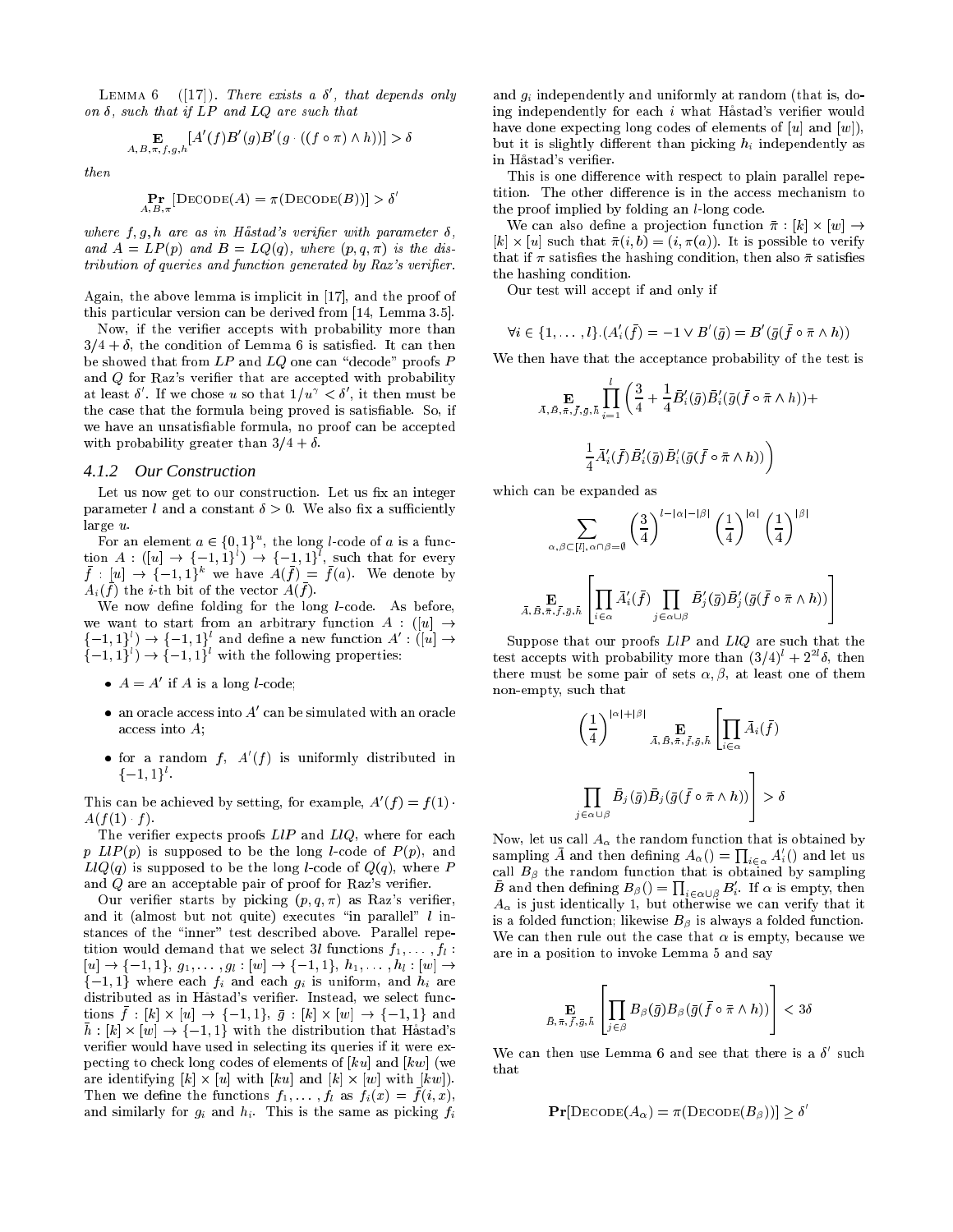LEMMA 6 ([17]). *There exists a $\delta'$, that depends only on $\delta$, such that if $LP$ and $LQ$ are such that*

$$\mathop{\mathbf{E}}_{A,B,\pi,f,g,h}[A'(f)B'(g)B'(g\cdot((f\circ\pi)\wedge h))] > \delta$$

*then*

$$\mathop{\mathbf{Pr}}_{A,B,\pi}[\text{DECODE}(A) = \pi(\text{DECODE}(B))] > \delta'$$

*where $f, g, h$ are as in Håstad's verifier with parameter $\delta$, and $A = LP(p)$ and $B = LQ(q)$, where $(p, q, \pi)$ is the distribution of queries and function generated by Raz's verifier.*

Again, the above lemma is implicit in [17], and the proof of this particular version can be derived from [14, Lemma 3.5].

Now, if the verifier accepts with probability more than $3/4 + \delta$, the condition of Lemma 6 is satisfied. It can then be showed that from $LP$ and $LQ$ one can "decode" proofs $P$ and $Q$ for Raz's verifier that are accepted with probability at least $\delta'$. If we chose $u$ so that $1/u^\gamma < \delta'$, it then must be the case that the formula being proved is satisfiable. So, if we have an unsatisfiable formula, no proof can be accepted with probability greater than $3/4 + \delta$.

### 4.1.2 Our Construction

Let us now get to our construction. Let us fix an integer parameter $l$ and a constant $\delta > 0$. We also fix a sufficiently large $u$.

For an element $a \in \{0,1\}^u$, the long $l$-code of $a$ is a function $A : ([u] \to \{-1,1\}^l) \to \{-1,1\}^l$, such that for every $\bar{f} : [u] \to \{-1,1\}^k$ we have $A(\bar{f}) = \bar{f}(a)$. We denote by $A_i(\bar{f})$ the $i$-th bit of the vector $A(\bar{f})$.

We now define folding for the long $l$-code. As before, we want to start from an arbitrary function $A : ([u] \to \{-1,1\}^l) \to \{-1,1\}^l$ and define a new function $A' : ([u] \to \{-1,1\}^l) \to \{-1,1\}^l$ with the following properties:

- $A = A'$ if $A$ is a long $l$-code;
- an oracle access into $A'$ can be simulated with an oracle access into $A$;
- for a random $f$, $A'(f)$ is uniformly distributed in $\{-1,1\}^l$.

This can be achieved by setting, for example, $A'(f) = f(1) \cdot A(f(1) \cdot f)$.

The verifier expects proofs $LlP$ and $LlQ$, where for each $p$ $LlP(p)$ is supposed to be the long $l$-code of $P(p)$, and $LlQ(q)$ is supposed to be the long $l$-code of $Q(q)$, where $P$ and $Q$ are an acceptable pair of proof for Raz's verifier.

Our verifier starts by picking $(p, q, \pi)$ as Raz's verifier, and it (almost but not quite) executes "in parallel" $l$ instances of the "inner" test described above. Parallel repetition would demand that we select $3l$ functions $f_1, \ldots, f_l : [u] \to \{-1,1\}$, $g_1, \ldots, g_l : [w] \to \{-1,1\}$, $h_1, \ldots, h_l : [w] \to \{-1,1\}$ where each $f_i$ and each $g_i$ is uniform, and $h_i$ are distributed as in Håstad's verifier. Instead, we select functions $\bar{f} : [k] \times [u] \to \{-1,1\}$, $\bar{g} : [k] \times [w] \to \{-1,1\}$ and $\bar{h} : [k] \times [w] \to \{-1,1\}$ with the distribution that Håstad's verifier would have used in selecting its queries if it were expecting to check long codes of elements of $[ku]$ and $[kw]$ (we are identifying $[k] \times [u]$ with $[ku]$ and $[k] \times [w]$ with $[kw]$). Then we define the functions $f_1, \ldots, f_l$ as $f_i(x) = \bar{f}(i, x)$, and similarly for $g_i$ and $h_i$. This is the same as picking $f_i$ and $g_i$ independently and uniformly at random (that is, doing independently for each $i$ what Håstad's verifier would have done expecting long codes of elements of $[u]$ and $[w]$), but it is slightly different than picking $h_i$ independently as in Håstad's verifier.

This is one difference with respect to plain parallel repetition. The other difference is in the access mechanism to the proof implied by folding an $l$-long code.

We can also define a projection function $\bar{\pi} : [k] \times [w] \to [k] \times [u]$ such that $\bar{\pi}(i, b) = (i, \pi(a))$. It is possible to verify that if $\pi$ satisfies the hashing condition, then also $\bar{\pi}$ satisfies the hashing condition.

Our test will accept if and only if

$$\forall i \in \{1, \ldots, l\}. (A'_i(\bar{f}) = -1 \vee B'(\bar{g}) = B'(\bar{g}(\bar{f} \circ \bar{\pi} \wedge h))$$

We then have that the acceptance probability of the test is

$$\mathop{\mathbf{E}}_{\bar{A},\bar{B},\bar{\pi},\bar{f},\bar{g},\bar{h}} \prod_{i=1}^{l} \left( \frac{3}{4} + \frac{1}{4}\bar{B}'_i(\bar{g})\bar{B}'_i(\bar{g}(\bar{f}\circ\bar{\pi}\wedge h)) + \right.$$

$$\left. \frac{1}{4}\bar{A}'_i(\bar{f})\bar{B}'_i(\bar{g})\bar{B}'_i(\bar{g}(\bar{f}\circ\bar{\pi}\wedge h)) \right)$$

which can be expanded as

$$\sum_{\alpha,\beta\subset[l],\alpha\cap\beta=\emptyset} \left(\frac{3}{4}\right)^{l-|\alpha|-|\beta|} \left(\frac{1}{4}\right)^{|\alpha|} \left(\frac{1}{4}\right)^{|\beta|}$$

$$\mathop{\mathbf{E}}_{\bar{A},\bar{B},\bar{\pi},\bar{f},\bar{g},\bar{h}} \left[ \prod_{i\in\alpha} \bar{A}'_i(\bar{f}) \prod_{j\in\alpha\cup\beta} \bar{B}'_j(\bar{g})\bar{B}'_j(\bar{g}(\bar{f}\circ\bar{\pi}\wedge h)) \right]$$

Suppose that our proofs $LlP$ and $LlQ$ are such that the test accepts with probability more than $(3/4)^l + 2^{2l}\delta$, then there must be some pair of sets $\alpha, \beta$, at least one of them non-empty, such that

$$\left(\frac{1}{4}\right)^{|\alpha|+|\beta|} \mathop{\mathbf{E}}_{\bar{A},\bar{B},\bar{\pi},\bar{f},\bar{g},\bar{h}} \left[ \prod_{i\in\alpha} \bar{A}_i(\bar{f}) \right.$$

$$\left. \prod_{j\in\alpha\cup\beta} \bar{B}_j(\bar{g})\bar{B}_j(\bar{g}(\bar{f}\circ\bar{\pi}\wedge h)) \right] > \delta$$

Now, let us call $A_\alpha$ the random function that is obtained by sampling $\bar{A}$ and then defining $A_\alpha() = \prod_{i\in\alpha} A'_i()$ and let us call $B_\beta$ the random function that is obtained by sampling $\bar{B}$ and then defining $B_\beta() = \prod_{i\in\alpha\cup\beta} B'_i$. If $\alpha$ is empty, then $A_\alpha$ is just identically 1, but otherwise we can verify that it is a folded function; likewise $B_\beta$ is always a folded function. We can then rule out the case that $\alpha$ is empty, because we are in a position to invoke Lemma 5 and say

$$\mathop{\mathbf{E}}_{\bar{B},\bar{\pi},\bar{f},\bar{g},\bar{h}} \left[ \prod_{j\in\beta} B_\beta(\bar{g})B_\beta(\bar{g}(\bar{f}\circ\bar{\pi}\wedge h)) \right] < 3\delta$$

We can then use Lemma 6 and see that there is a $\delta'$ such that

$$\mathbf{Pr}[\text{DECODE}(A_\alpha) = \pi(\text{DECODE}(B_\beta))] \geq \delta'$$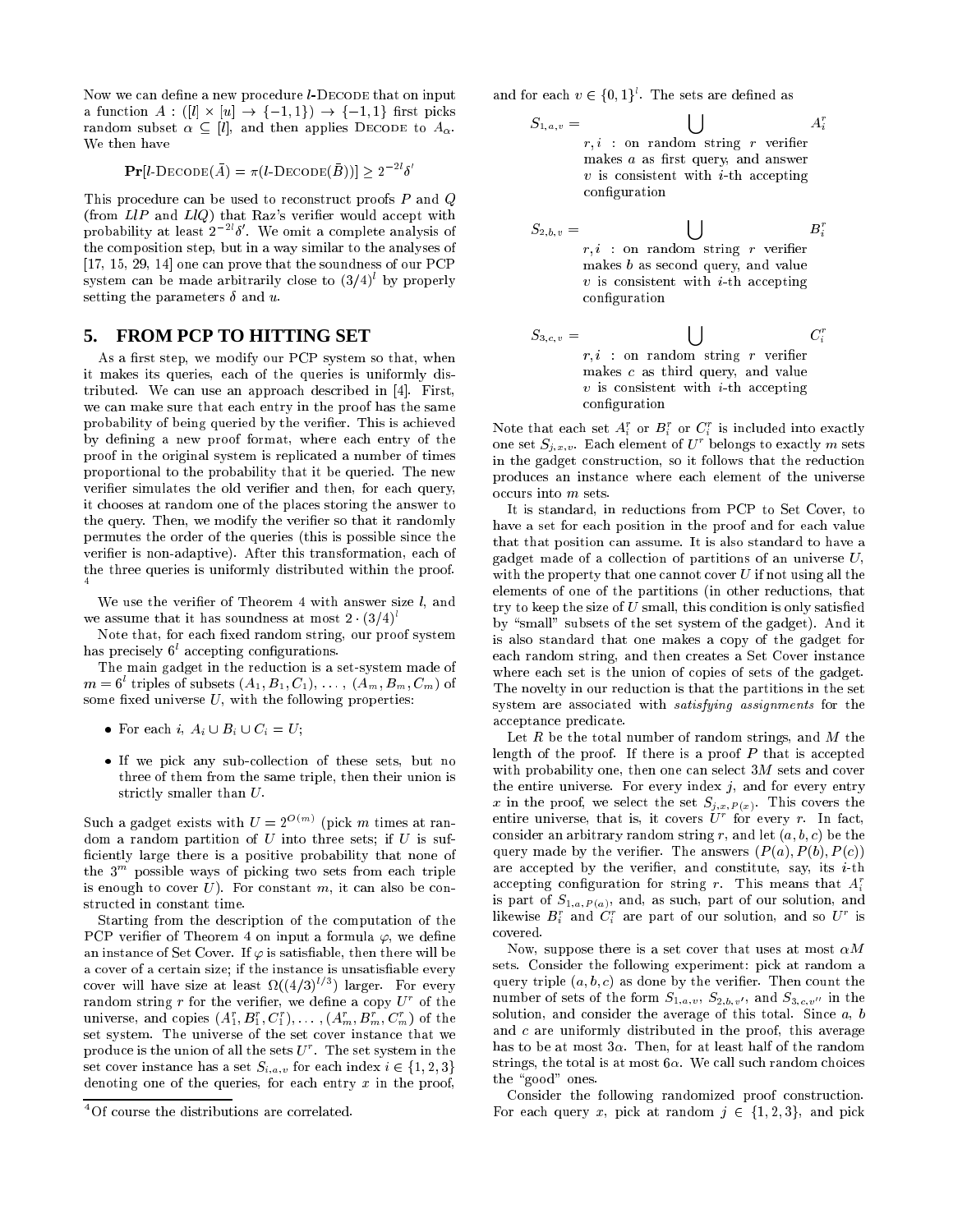Now we can define a new procedure $l$-Decode that on input a function $A : ([l] \times [u] \rightarrow \{-1,1\}) \rightarrow \{-1,1\}$ first picks random subset $\alpha \subseteq [l]$, and then applies Decode to $A_\alpha$. We then have

$$\mathbf{Pr}[l\text{-Decode}(\bar{A}) = \pi(l\text{-Decode}(\bar{B}))] \geq 2^{-2l}\delta'$$

This procedure can be used to reconstruct proofs $P$ and $Q$ (from $LlP$ and $LlQ$) that Raz's verifier would accept with probability at least $2^{-2l}\delta'$. We omit a complete analysis of the composition step, but in a way similar to the analyses of [17, 15, 29, 14] one can prove that the soundness of our PCP system can be made arbitrarily close to $(3/4)^l$ by properly setting the parameters $\delta$ and $u$.

## 5. FROM PCP TO HITTING SET

As a first step, we modify our PCP system so that, when it makes its queries, each of the queries is uniformly distributed. We can use an approach described in [4]. First, we can make sure that each entry in the proof has the same probability of being queried by the verifier. This is achieved by defining a new proof format, where each entry of the proof in the original system is replicated a number of times proportional to the probability that it be queried. The new verifier simulates the old verifier and then, for each query, it chooses at random one of the places storing the answer to the query. Then, we modify the verifier so that it randomly permutes the order of the queries (this is possible since the verifier is non-adaptive). After this transformation, each of the three queries is uniformly distributed within the proof. [4]

We use the verifier of Theorem 4 with answer size $l$, and we assume that it has soundness at most $2 \cdot (3/4)^l$

Note that, for each fixed random string, our proof system has precisely $6^l$ accepting configurations.

The main gadget in the reduction is a set-system made of $m = 6^l$ triples of subsets $(A_1, B_1, C_1), \ldots, (A_m, B_m, C_m)$ of some fixed universe $U$, with the following properties:

- For each $i$, $A_i \cup B_i \cup C_i = U$;
- If we pick any sub-collection of these sets, but no three of them from the same triple, then their union is strictly smaller than $U$.

Such a gadget exists with $U = 2^{O(m)}$ (pick $m$ times at random a random partition of $U$ into three sets; if $U$ is sufficiently large there is a positive probability that none of the $3^m$ possible ways of picking two sets from each triple is enough to cover $U$). For constant $m$, it can also be constructed in constant time.

Starting from the description of the computation of the PCP verifier of Theorem 4 on input a formula $\varphi$, we define an instance of Set Cover. If $\varphi$ is satisfiable, then there will be a cover of a certain size; if the instance is unsatisfiable every cover will have size at least $\Omega((4/3)^{l/3})$ larger. For every random string $r$ for the verifier, we define a copy $U^r$ of the universe, and copies $(A_1^r, B_1^r, C_1^r), \ldots, (A_m^r, B_m^r, C_m^r)$ of the set system. The universe of the set cover instance that we produce is the union of all the sets $U^r$. The set system in the set cover instance has a set $S_{i,a,v}$ for each index $i \in \{1,2,3\}$ denoting one of the queries, for each entry $x$ in the proof, and for each $v \in \{0,1\}^l$. The sets are defined as

$$S_{1,a,v} = \bigcup_{\substack{r,i \;:\; \text{on random string } r \text{ verifier} \\ \text{makes } a \text{ as first query, and answer} \\ v \text{ is consistent with } i\text{-th accepting} \\ \text{configuration}}} A_i^r$$

$$S_{2,b,v} = \bigcup_{\substack{r,i \;:\; \text{on random string } r \text{ verifier} \\ \text{makes } b \text{ as second query, and value} \\ v \text{ is consistent with } i\text{-th accepting} \\ \text{configuration}}} B_i^r$$

$$S_{3,c,v} = \bigcup_{\substack{r,i \;:\; \text{on random string } r \text{ verifier} \\ \text{makes } c \text{ as third query, and value} \\ v \text{ is consistent with } i\text{-th accepting} \\ \text{configuration}}} C_i^r$$

Note that each set $A_i^r$ or $B_i^r$ or $C_i^r$ is included into exactly one set $S_{j,x,v}$. Each element of $U^r$ belongs to exactly $m$ sets in the gadget construction, so it follows that the reduction produces an instance where each element of the universe occurs into $m$ sets.

It is standard, in reductions from PCP to Set Cover, to have a set for each position in the proof and for each value that that position can assume. It is also standard to have a gadget made of a collection of partitions of an universe $U$, with the property that one cannot cover $U$ if not using all the elements of one of the partitions (in other reductions, that try to keep the size of $U$ small, this condition is only satisfied by "small" subsets of the set system of the gadget). And it is also standard that one makes a copy of the gadget for each random string, and then creates a Set Cover instance where each set is the union of copies of sets of the gadget. The novelty in our reduction is that the partitions in the set system are associated with *satisfying assignments* for the acceptance predicate.

Let $R$ be the total number of random strings, and $M$ the length of the proof. If there is a proof $P$ that is accepted with probability one, then one can select $3M$ sets and cover the entire universe. For every index $j$, and for every entry $x$ in the proof, we select the set $S_{j,x,P(x)}$. This covers the entire universe, that is, it covers $U^r$ for every $r$. In fact, consider an arbitrary random string $r$, and let $(a, b, c)$ be the query made by the verifier. The answers $(P(a), P(b), P(c))$ are accepted by the verifier, and constitute, say, its $i$-th accepting configuration for string $r$. This means that $A_i^r$ is part of $S_{1,a,P(a)}$, and, as such, part of our solution, and likewise $B_i^r$ and $C_i^r$ are part of our solution, and so $U^r$ is covered.

Now, suppose there is a set cover that uses at most $\alpha M$ sets. Consider the following experiment: pick at random a query triple $(a, b, c)$ as done by the verifier. Then count the number of sets of the form $S_{1,a,v}$, $S_{2,b,v'}$, and $S_{3,c,v''}$ in the solution, and consider the average of this total. Since $a$, $b$ and $c$ are uniformly distributed in the proof, this average has to be at most $3\alpha$. Then, for at least half of the random strings, the total is at most $6\alpha$. We call such random choices the "good" ones.

Consider the following randomized proof construction. For each query $x$, pick at random $j \in \{1,2,3\}$, and pick

[4] Of course the distributions are correlated.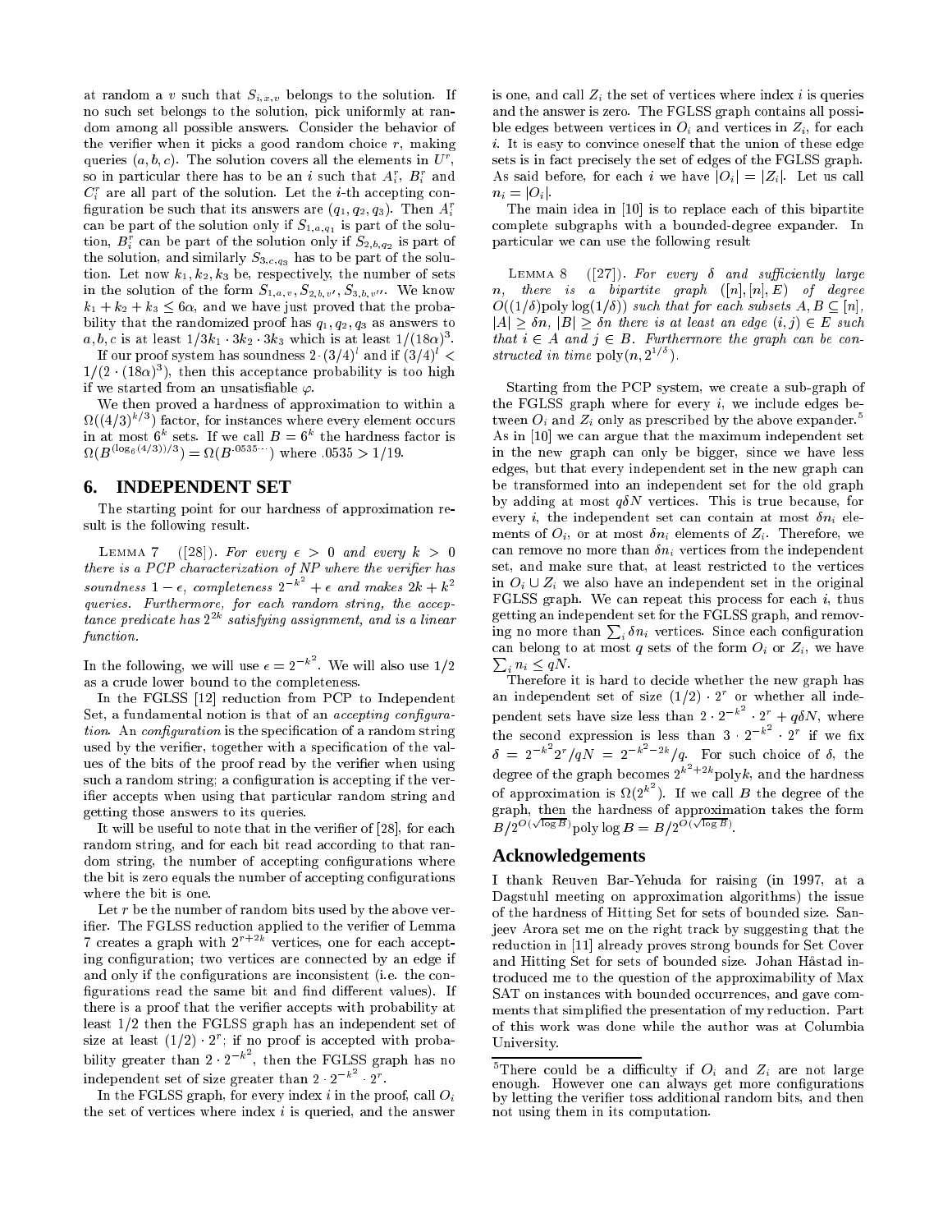at random a $v$ such that $S_{i,x,v}$ belongs to the solution. If no such set belongs to the solution, pick uniformly at random among all possible answers. Consider the behavior of the verifier when it picks a good random choice $r$, making queries $(a, b, c)$. The solution covers all the elements in $U^r$, so in particular there has to be an $i$ such that $A_i^r$, $B_i^r$ and $C_i^r$ are all part of the solution. Let the $i$-th accepting configuration be such that its answers are $(q_1, q_2, q_3)$. Then $A_i^r$ can be part of the solution only if $S_{1,a,q_1}$ is part of the solution, $B_i^r$ can be part of the solution only if $S_{2,b,q_2}$ is part of the solution, and similarly $S_{3,c,q_3}$ has to be part of the solution. Let now $k_1, k_2, k_3$ be, respectively, the number of sets in the solution of the form $S_{1,a,v}, S_{2,b,v'}, S_{3,b,v''}$. We know $k_1 + k_2 + k_3 \leq 6\alpha$, and we have just proved that the probability that the randomized proof has $q_1, q_2, q_3$ as answers to $a, b, c$ is at least $1/3k_1 \cdot 3k_2 \cdot 3k_3$ which is at least $1/(18\alpha)^3$.

If our proof system has soundness $2 \cdot (3/4)^l$ and if $(3/4)^l < 1/(2 \cdot (18\alpha)^3)$, then this acceptance probability is too high if we started from an unsatisfiable $\varphi$.

We then proved a hardness of approximation to within a $\Omega((4/3)^{k/3})$ factor, for instances where every element occurs in at most $6^k$ sets. If we call $B = 6^k$ the hardness factor is $\Omega(B^{(\log_6(4/3))/3}) = \Omega(B^{.0535\cdots})$ where $.0535 > 1/19$.

## 6. INDEPENDENT SET

The starting point for our hardness of approximation result is the following result.

Lemma 7 ([28]). *For every $\epsilon > 0$ and every $k > 0$ there is a PCP characterization of NP where the verifier has soundness $1 - \epsilon$, completeness $2^{-k^2} + \epsilon$ and makes $2k + k^2$ queries. Furthermore, for each random string, the acceptance predicate has $2^{2k}$ satisfying assignment, and is a linear function.*

In the following, we will use $\epsilon = 2^{-k^2}$. We will also use $1/2$ as a crude lower bound to the completeness.

In the FGLSS [12] reduction from PCP to Independent Set, a fundamental notion is that of an *accepting configuration*. An *configuration* is the specification of a random string used by the verifier, together with a specification of the values of the bits of the proof read by the verifier when using such a random string; a configuration is accepting if the verifier accepts when using that particular random string and getting those answers to its queries.

It will be useful to note that in the verifier of [28], for each random string, and for each bit read according to that random string, the number of accepting configurations where the bit is zero equals the number of accepting configurations where the bit is one.

Let $r$ be the number of random bits used by the above verifier. The FGLSS reduction applied to the verifier of Lemma 7 creates a graph with $2^{r+2k}$ vertices, one for each accepting configuration; two vertices are connected by an edge if and only if the configurations are inconsistent (i.e. the configurations read the same bit and find different values). If there is a proof that the verifier accepts with probability at least $1/2$ then the FGLSS graph has an independent set of size at least $(1/2) \cdot 2^r$; if no proof is accepted with probability greater than $2 \cdot 2^{-k^2}$, then the FGLSS graph has no independent set of size greater than $2 \cdot 2^{-k^2} \cdot 2^r$.

In the FGLSS graph, for every index $i$ in the proof, call $O_i$ the set of vertices where index $i$ is queried, and the answer is one, and call $Z_i$ the set of vertices where index $i$ is queries and the answer is zero. The FGLSS graph contains all possible edges between vertices in $O_i$ and vertices in $Z_i$, for each $i$. It is easy to convince oneself that the union of these edge sets is in fact precisely the set of edges of the FGLSS graph. As said before, for each $i$ we have $|O_i| = |Z_i|$. Let us call $n_i = |O_i|$.

The main idea in [10] is to replace each of this bipartite complete subgraphs with a bounded-degree expander. In particular we can use the following result

Lemma 8 ([27]). *For every $\delta$ and sufficiently large $n$, there is a bipartite graph $([n], [n], E)$ of degree $O((1/\delta)\text{poly}\log(1/\delta))$ such that for each subsets $A, B \subseteq [n]$, $|A| \geq \delta n$, $|B| \geq \delta n$ there is at least an edge $(i, j) \in E$ such that $i \in A$ and $j \in B$. Furthermore the graph can be constructed in time $\text{poly}(n, 2^{1/\delta})$.*

Starting from the PCP system, we create a sub-graph of the FGLSS graph where for every $i$, we include edges between $O_i$ and $Z_i$ only as prescribed by the above expander.[5] As in [10] we can argue that the maximum independent set in the new graph can only be bigger, since we have less edges, but that every independent set in the new graph can be transformed into an independent set for the old graph by adding at most $q\delta N$ vertices. This is true because, for every $i$, the independent set can contain at most $\delta n_i$ elements of $O_i$, or at most $\delta n_i$ elements of $Z_i$. Therefore, we can remove no more than $\delta n_i$ vertices from the independent set, and make sure that, at least restricted to the vertices in $O_i \cup Z_i$ we also have an independent set in the original FGLSS graph. We can repeat this process for each $i$, thus getting an independent set for the FGLSS graph, and removing no more than $\sum_i \delta n_i$ vertices. Since each configuration can belong to at most $q$ sets of the form $O_i$ or $Z_i$, we have $\sum_i n_i \leq qN$.

Therefore it is hard to decide whether the new graph has an independent set of size $(1/2) \cdot 2^r$ or whether all independent sets have size less than $2 \cdot 2^{-k^2} \cdot 2^r + q\delta N$, where the second expression is less than $3 \cdot 2^{-k^2} \cdot 2^r$ if we fix $\delta = 2^{-k^2} 2^r / qN = 2^{-k^2 - 2k}/q$. For such choice of $\delta$, the degree of the graph becomes $2^{k^2+2k}\text{poly}k$, and the hardness of approximation is $\Omega(2^{k^2})$. If we call $B$ the degree of the graph, then the hardness of approximation takes the form $B/2^{O(\sqrt{\log B})}\text{poly}\log B = B/2^{O(\sqrt{\log B})}$.

## Acknowledgements

I thank Reuven Bar-Yehuda for raising (in 1997, at a Dagstuhl meeting on approximation algorithms) the issue of the hardness of Hitting Set for sets of bounded size. Sanjeev Arora set me on the right track by suggesting that the reduction in [11] already proves strong bounds for Set Cover and Hitting Set for sets of bounded size. Johan Håstad introduced me to the question of the approximability of Max SAT on instances with bounded occurrences, and gave comments that simplified the presentation of my reduction. Part of this work was done while the author was at Columbia University.

---

[5] There could be a difficulty if $O_i$ and $Z_i$ are not large enough. However one can always get more configurations by letting the verifier toss additional random bits, and then not using them in its computation.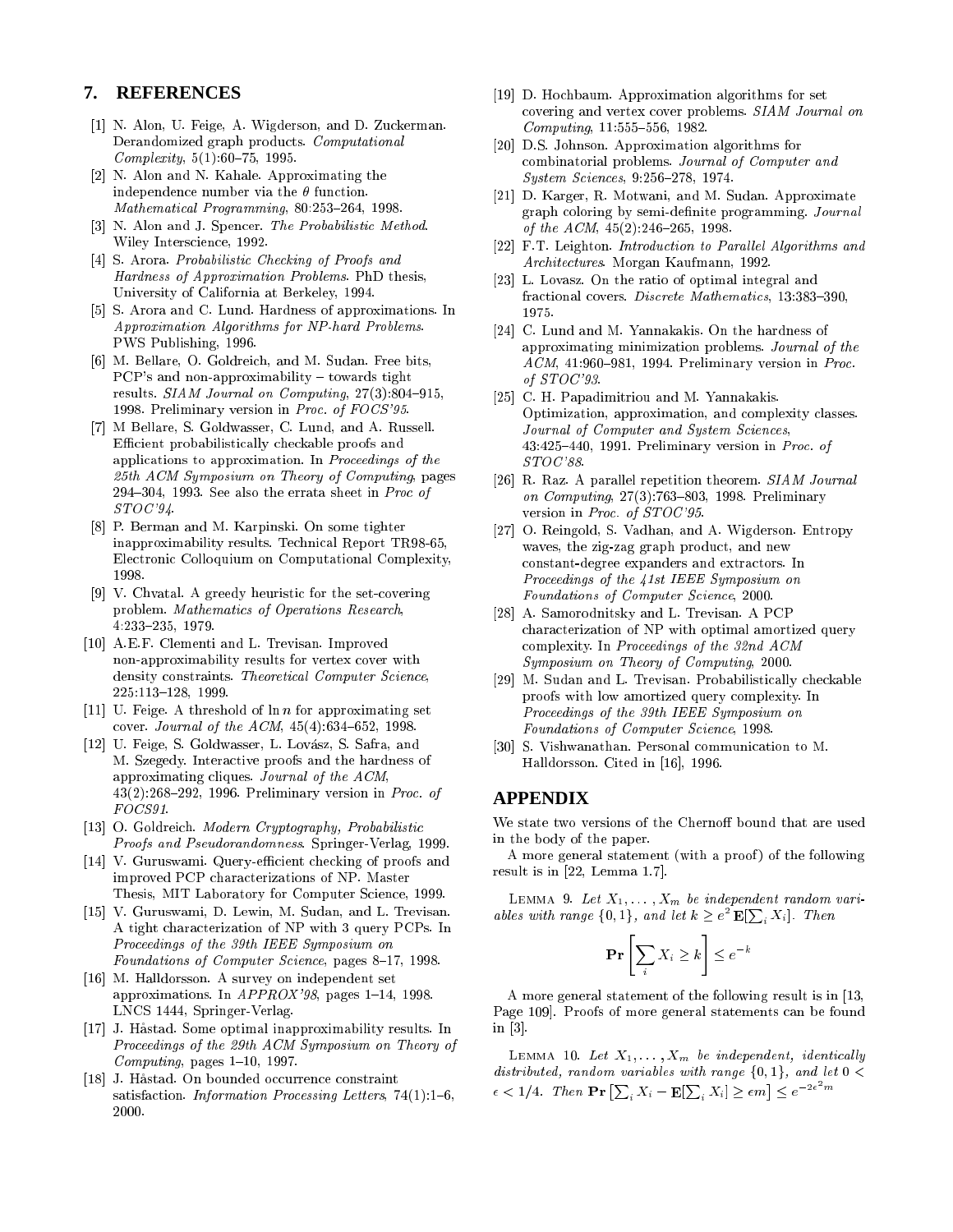## 7. REFERENCES

[1] N. Alon, U. Feige, A. Wigderson, and D. Zuckerman. Derandomized graph products. *Computational Complexity*, 5(1):60–75, 1995.

[2] N. Alon and N. Kahale. Approximating the independence number via the $\theta$ function. *Mathematical Programming*, 80:253–264, 1998.

[3] N. Alon and J. Spencer. *The Probabilistic Method*. Wiley Interscience, 1992.

[4] S. Arora. *Probabilistic Checking of Proofs and Hardness of Approximation Problems*. PhD thesis, University of California at Berkeley, 1994.

[5] S. Arora and C. Lund. Hardness of approximations. In *Approximation Algorithms for NP-hard Problems*. PWS Publishing, 1996.

[6] M. Bellare, O. Goldreich, and M. Sudan. Free bits, PCP's and non-approximability – towards tight results. *SIAM Journal on Computing*, 27(3):804–915, 1998. Preliminary version in *Proc. of FOCS'95*.

[7] M Bellare, S. Goldwasser, C. Lund, and A. Russell. Efficient probabilistically checkable proofs and applications to approximation. In *Proceedings of the 25th ACM Symposium on Theory of Computing*, pages 294–304, 1993. See also the errata sheet in *Proc of STOC'94*.

[8] P. Berman and M. Karpinski. On some tighter inapproximability results. Technical Report TR98-65, Electronic Colloquium on Computational Complexity, 1998.

[9] V. Chvatal. A greedy heuristic for the set-covering problem. *Mathematics of Operations Research*, 4:233–235, 1979.

[10] A.E.F. Clementi and L. Trevisan. Improved non-approximability results for vertex cover with density constraints. *Theoretical Computer Science*, 225:113–128, 1999.

[11] U. Feige. A threshold of $\ln n$ for approximating set cover. *Journal of the ACM*, 45(4):634–652, 1998.

[12] U. Feige, S. Goldwasser, L. Lovász, S. Safra, and M. Szegedy. Interactive proofs and the hardness of approximating cliques. *Journal of the ACM*, 43(2):268–292, 1996. Preliminary version in *Proc. of FOCS91*.

[13] O. Goldreich. *Modern Cryptography, Probabilistic Proofs and Pseudorandomness*. Springer-Verlag, 1999.

[14] V. Guruswami. Query-efficient checking of proofs and improved PCP characterizations of NP. Master Thesis, MIT Laboratory for Computer Science, 1999.

[15] V. Guruswami, D. Lewin, M. Sudan, and L. Trevisan. A tight characterization of NP with 3 query PCPs. In *Proceedings of the 39th IEEE Symposium on Foundations of Computer Science*, pages 8–17, 1998.

[16] M. Halldorsson. A survey on independent set approximations. In *APPROX'98*, pages 1–14, 1998. LNCS 1444, Springer-Verlag.

[17] J. Håstad. Some optimal inapproximability results. In *Proceedings of the 29th ACM Symposium on Theory of Computing*, pages 1–10, 1997.

[18] J. Håstad. On bounded occurrence constraint satisfaction. *Information Processing Letters*, 74(1):1–6, 2000.

[19] D. Hochbaum. Approximation algorithms for set covering and vertex cover problems. *SIAM Journal on Computing*, 11:555–556, 1982.

[20] D.S. Johnson. Approximation algorithms for combinatorial problems. *Journal of Computer and System Sciences*, 9:256–278, 1974.

[21] D. Karger, R. Motwani, and M. Sudan. Approximate graph coloring by semi-definite programming. *Journal of the ACM*, 45(2):246–265, 1998.

[22] F.T. Leighton. *Introduction to Parallel Algorithms and Architectures*. Morgan Kaufmann, 1992.

[23] L. Lovasz. On the ratio of optimal integral and fractional covers. *Discrete Mathematics*, 13:383–390, 1975.

[24] C. Lund and M. Yannakakis. On the hardness of approximating minimization problems. *Journal of the ACM*, 41:960–981, 1994. Preliminary version in *Proc. of STOC'93*.

[25] C. H. Papadimitriou and M. Yannakakis. Optimization, approximation, and complexity classes. *Journal of Computer and System Sciences*, 43:425–440, 1991. Preliminary version in *Proc. of STOC'88*.

[26] R. Raz. A parallel repetition theorem. *SIAM Journal on Computing*, 27(3):763–803, 1998. Preliminary version in *Proc. of STOC'95*.

[27] O. Reingold, S. Vadhan, and A. Wigderson. Entropy waves, the zig-zag graph product, and new constant-degree expanders and extractors. In *Proceedings of the 41st IEEE Symposium on Foundations of Computer Science*, 2000.

[28] A. Samorodnitsky and L. Trevisan. A PCP characterization of NP with optimal amortized query complexity. In *Proceedings of the 32nd ACM Symposium on Theory of Computing*, 2000.

[29] M. Sudan and L. Trevisan. Probabilistically checkable proofs with low amortized query complexity. In *Proceedings of the 39th IEEE Symposium on Foundations of Computer Science*, 1998.

[30] S. Vishwanathan. Personal communication to M. Halldorsson. Cited in [16], 1996.

## APPENDIX

We state two versions of the Chernoff bound that are used in the body of the paper.

A more general statement (with a proof) of the following result is in [22, Lemma 1.7].

LEMMA 9. *Let $X_1, \ldots, X_m$ be independent random variables with range $\{0,1\}$, and let $k \geq e^2 \mathbf{E}[\sum_i X_i]$. Then*

$$\mathbf{Pr}\left[\sum_i X_i \geq k\right] \leq e^{-k}$$

A more general statement of the following result is in [13, Page 109]. Proofs of more general statements can be found in [3].

LEMMA 10. *Let $X_1, \ldots, X_m$ be independent, identically distributed, random variables with range $\{0,1\}$, and let $0 < \epsilon < 1/4$. Then $\mathbf{Pr}\left[\sum_i X_i - \mathbf{E}[\sum_i X_i] \geq \epsilon m\right] \leq e^{-2\epsilon^2 m}$*